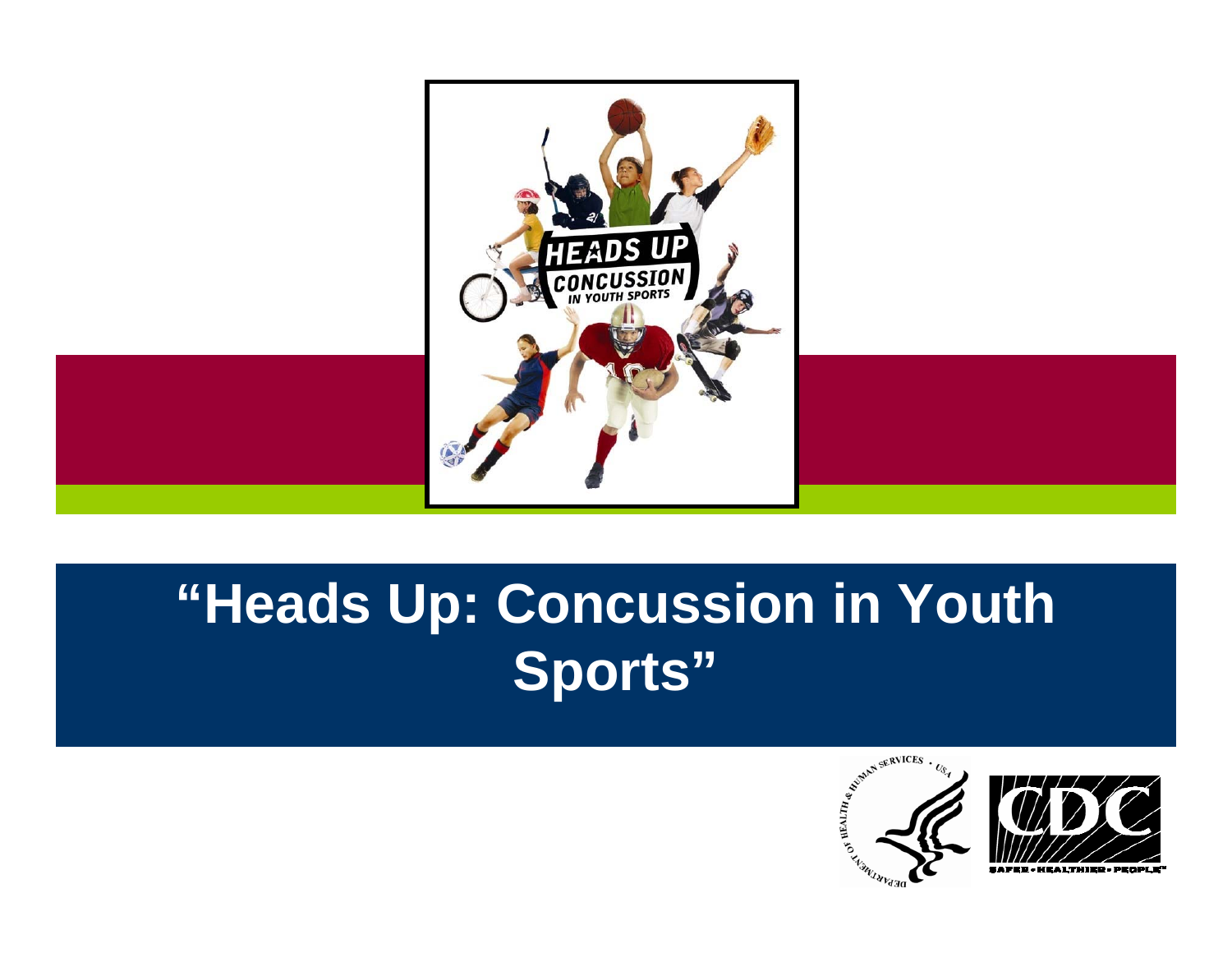# "Heads Up: Concussion in Youth Sports"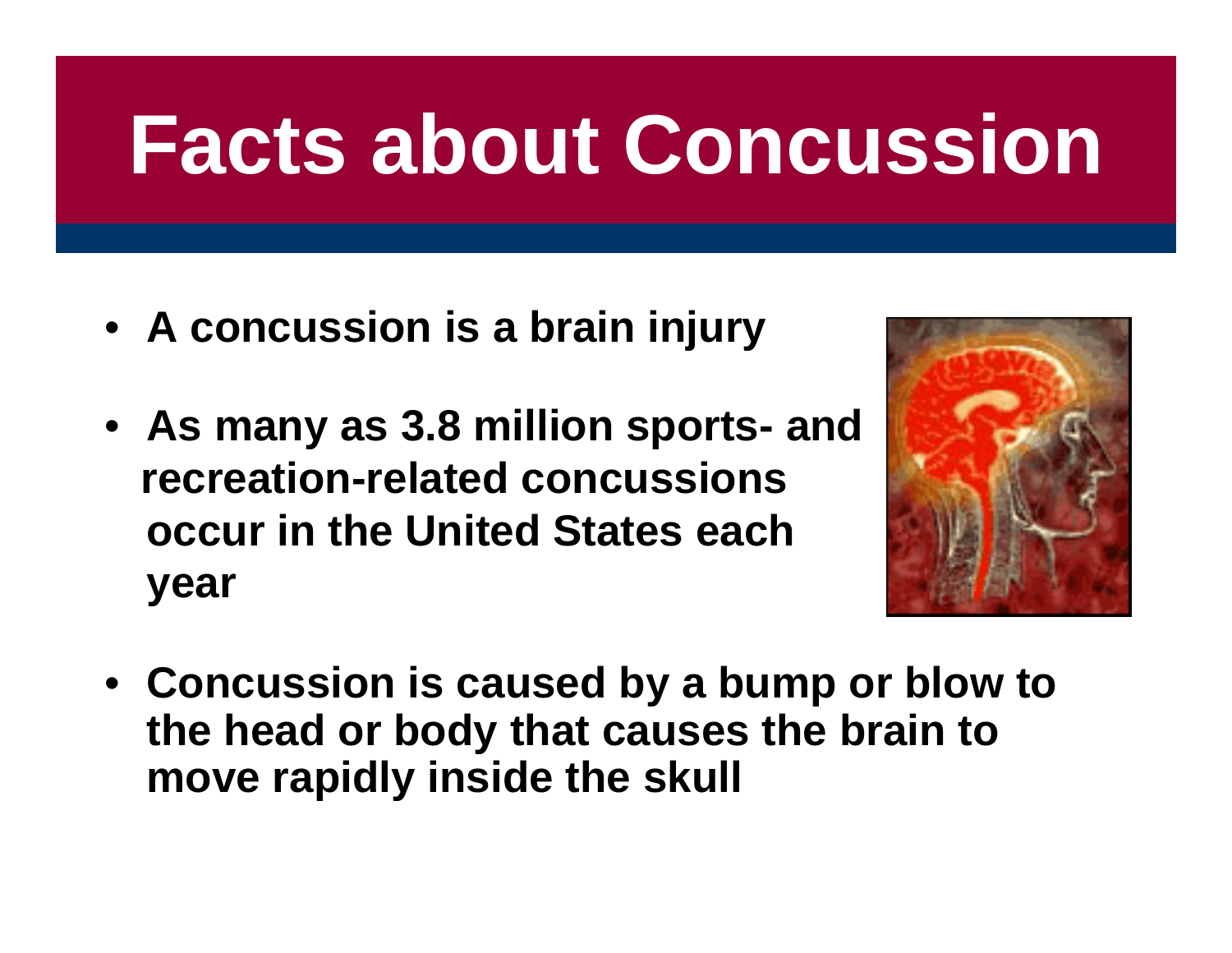# Facts about Concussion

- **A concussion is a brain injury**
- **As many as 3.8 million sports- and recreation-related concussions occur in the United States each year**
- **Concussion is caused by a bump or blow to the head or body that causes the brain to move rapidly inside the skull**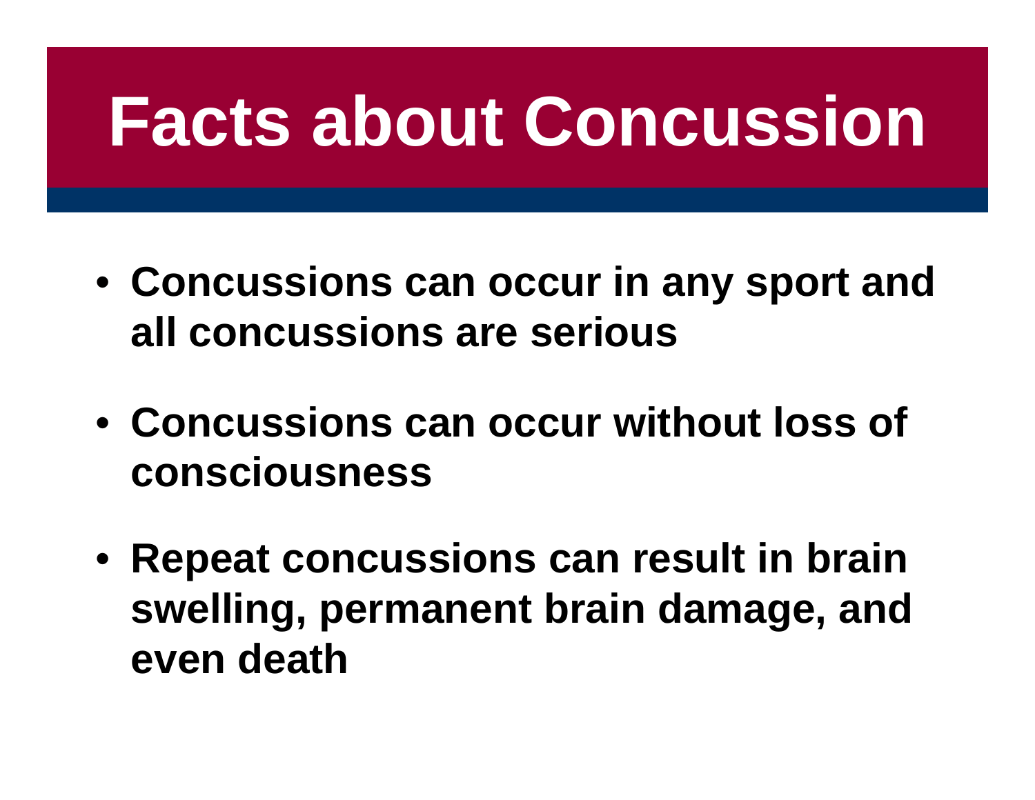# Facts about Concussion

- **Concussions can occur in any sport and all concussions are serious**
- **Concussions can occur without loss of consciousness**
- **Repeat concussions can result in brain swelling, permanent brain damage, and even death**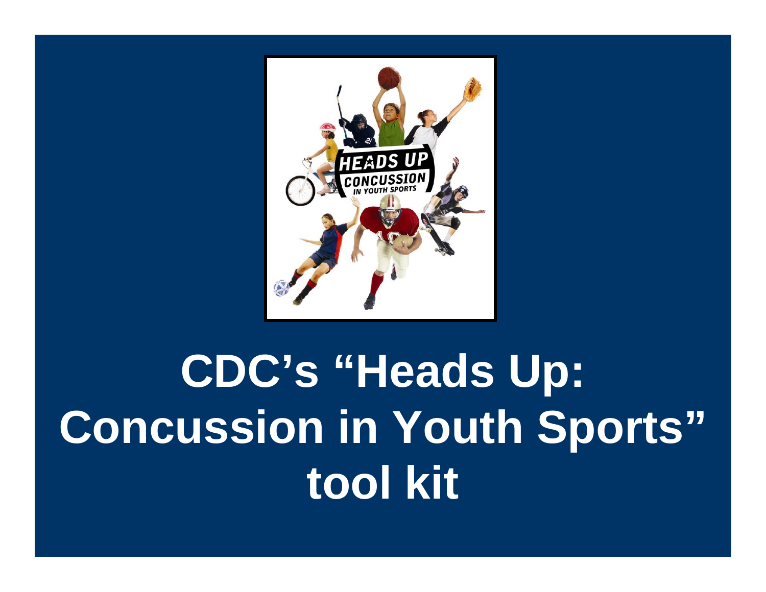# CDC's "Heads Up: Concussion in Youth Sports" tool kit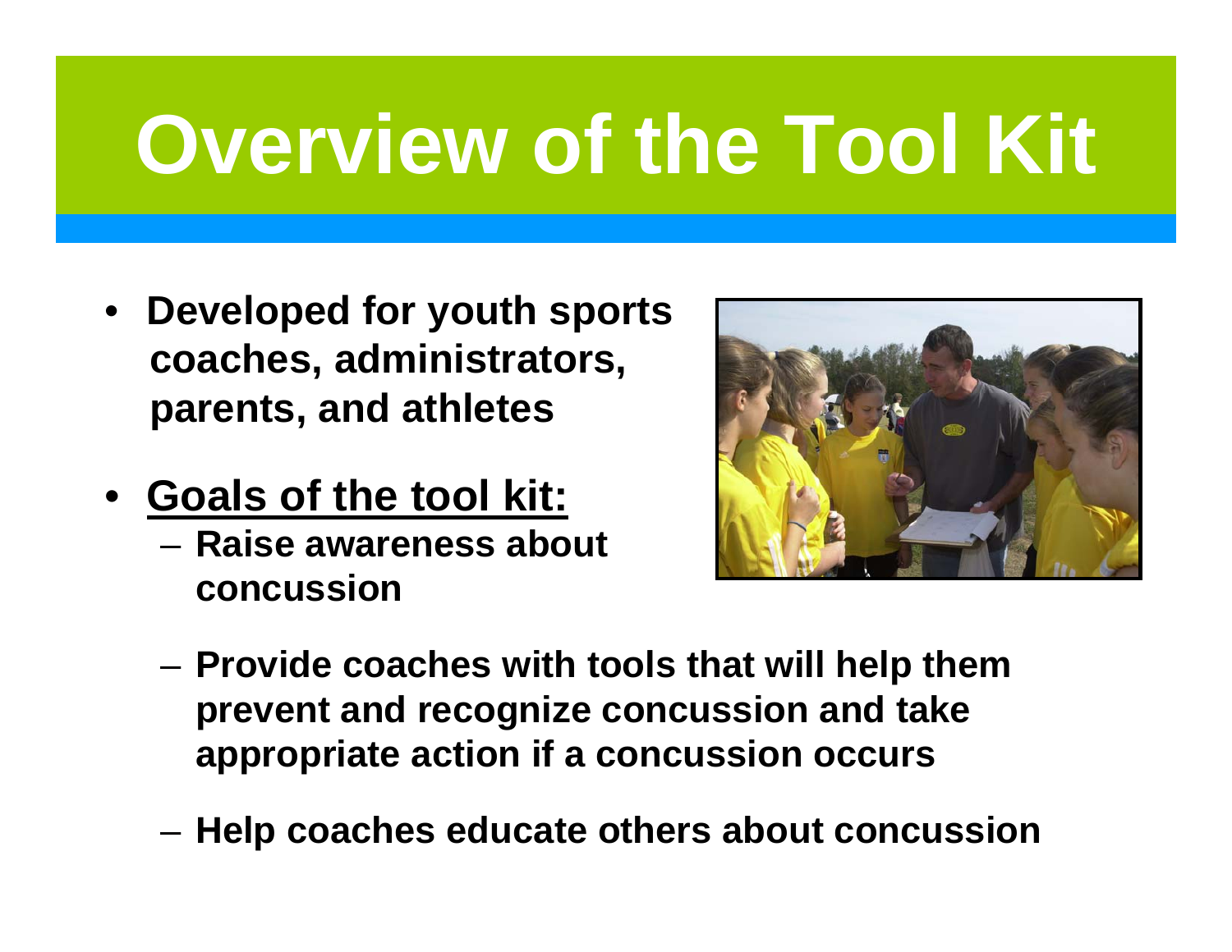# Overview of the Tool Kit

- **Developed for youth sports coaches, administrators, parents, and athletes**
- **<u>Goals of the tool kit:</u>**
  - **Raise awareness about concussion**
  - **Provide coaches with tools that will help them prevent and recognize concussion and take appropriate action if a concussion occurs**
  - **Help coaches educate others about concussion**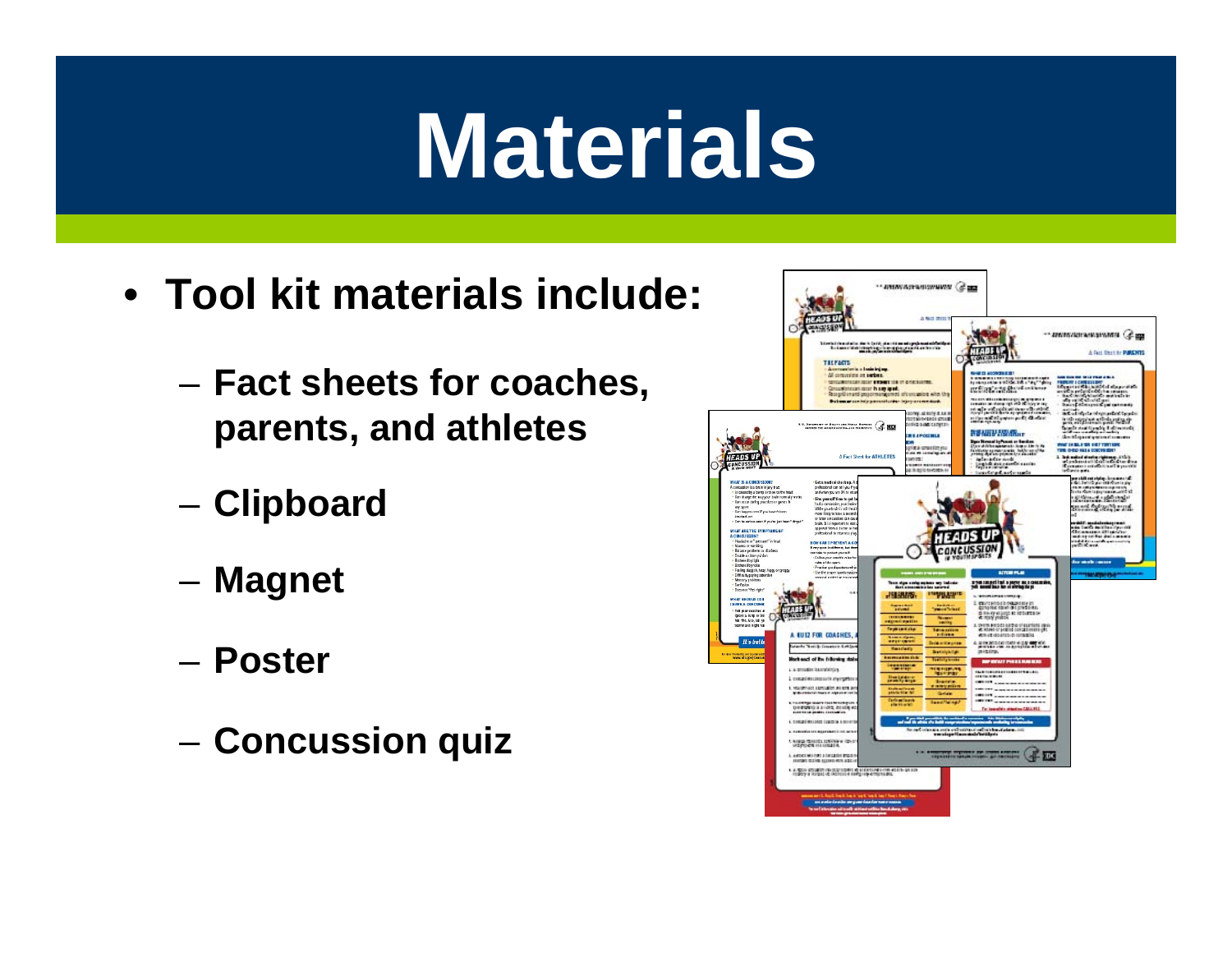# Materials

- **Tool kit materials include:**
  - **Fact sheets for coaches, parents, and athletes**
  - **Clipboard**
  - **Magnet**
  - **Poster**
  - **Concussion quiz**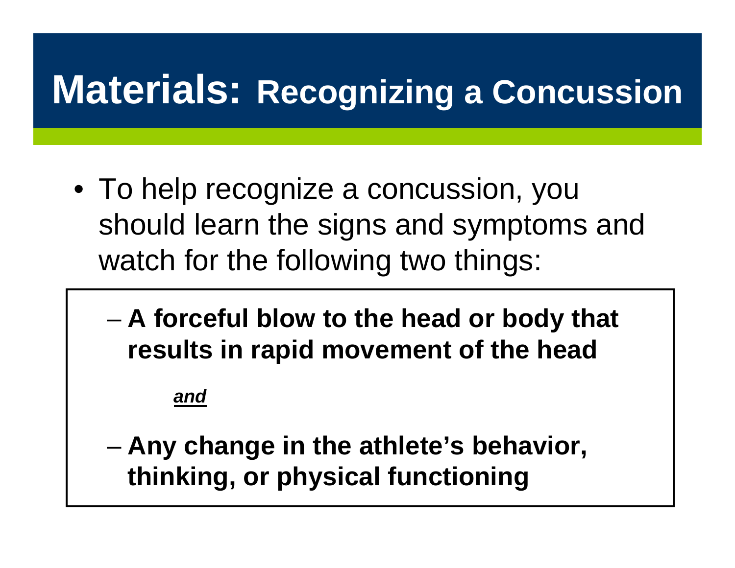# Materials: Recognizing a Concussion

- To help recognize a concussion, you should learn the signs and symptoms and watch for the following two things:
  - **A forceful blow to the head or body that results in rapid movement of the head**

    ***and***

  - **Any change in the athlete's behavior, thinking, or physical functioning**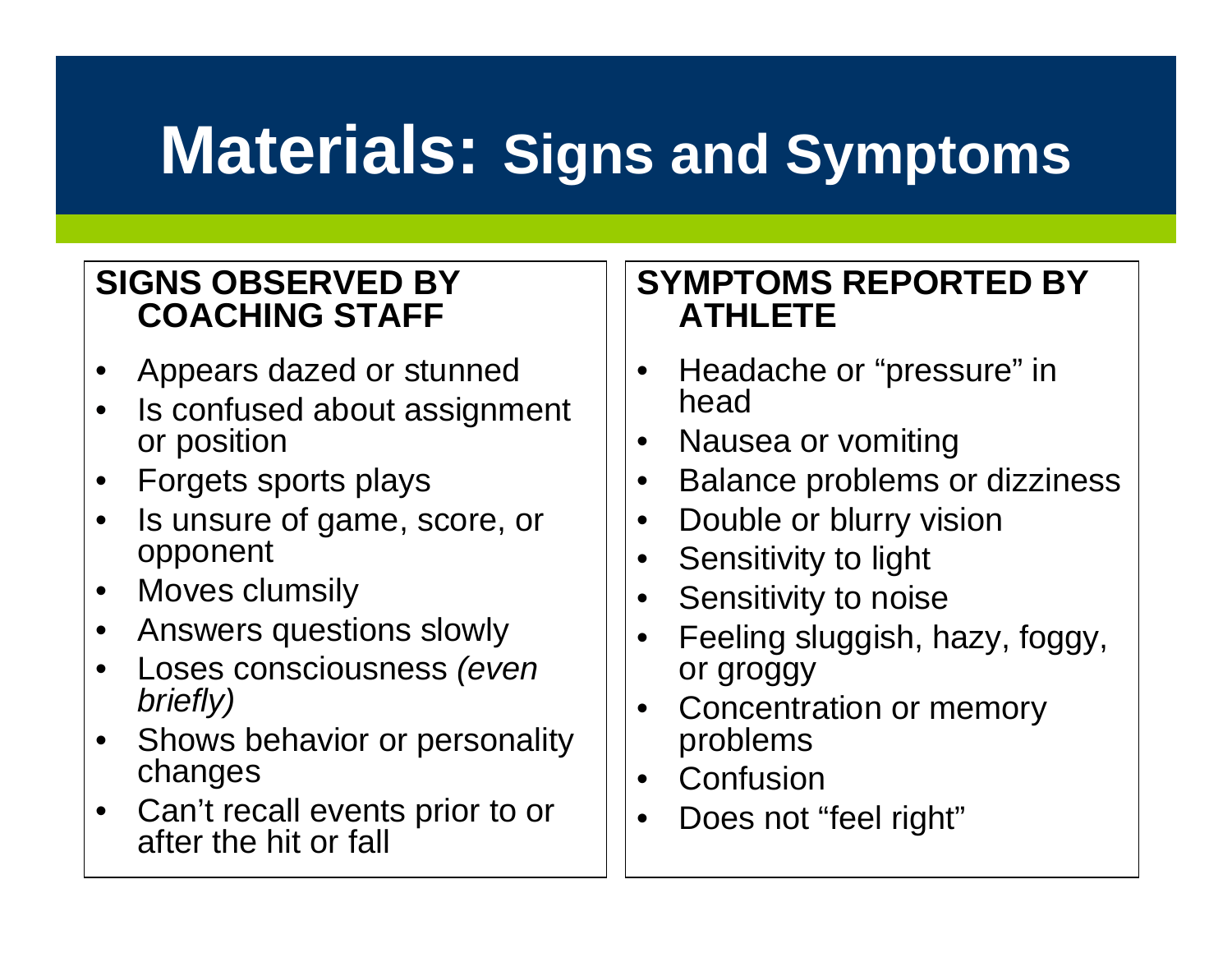# Materials: Signs and Symptoms

## SIGNS OBSERVED BY COACHING STAFF

- Appears dazed or stunned
- Is confused about assignment or position
- Forgets sports plays
- Is unsure of game, score, or opponent
- Moves clumsily
- Answers questions slowly
- Loses consciousness *(even briefly)*
- Shows behavior or personality changes
- Can't recall events prior to or after the hit or fall

## SYMPTOMS REPORTED BY ATHLETE

- Headache or "pressure" in head
- Nausea or vomiting
- Balance problems or dizziness
- Double or blurry vision
- Sensitivity to light
- Sensitivity to noise
- Feeling sluggish, hazy, foggy, or groggy
- Concentration or memory problems
- Confusion
- Does not "feel right"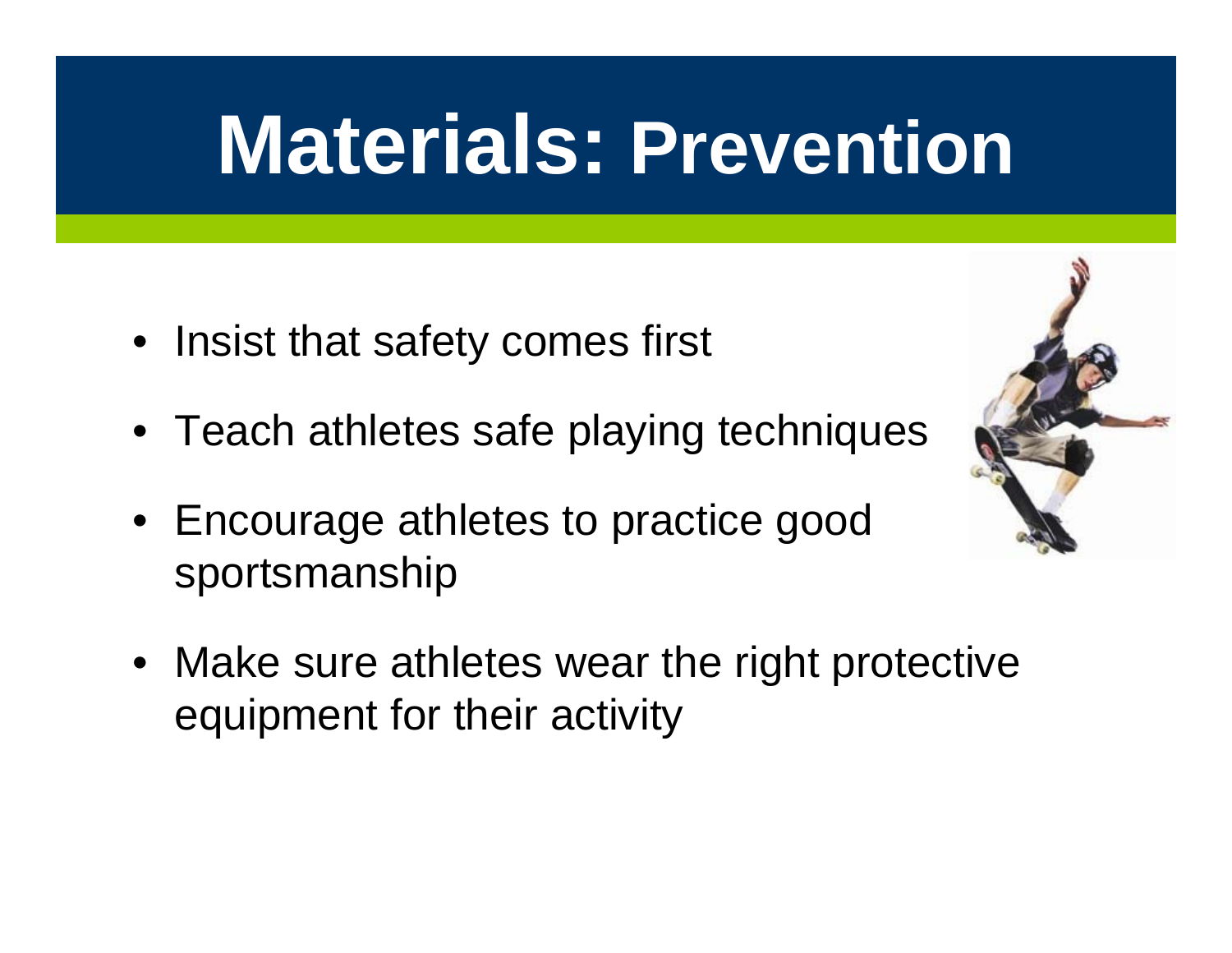# Materials: Prevention

- Insist that safety comes first
- Teach athletes safe playing techniques
- Encourage athletes to practice good sportsmanship
- Make sure athletes wear the right protective equipment for their activity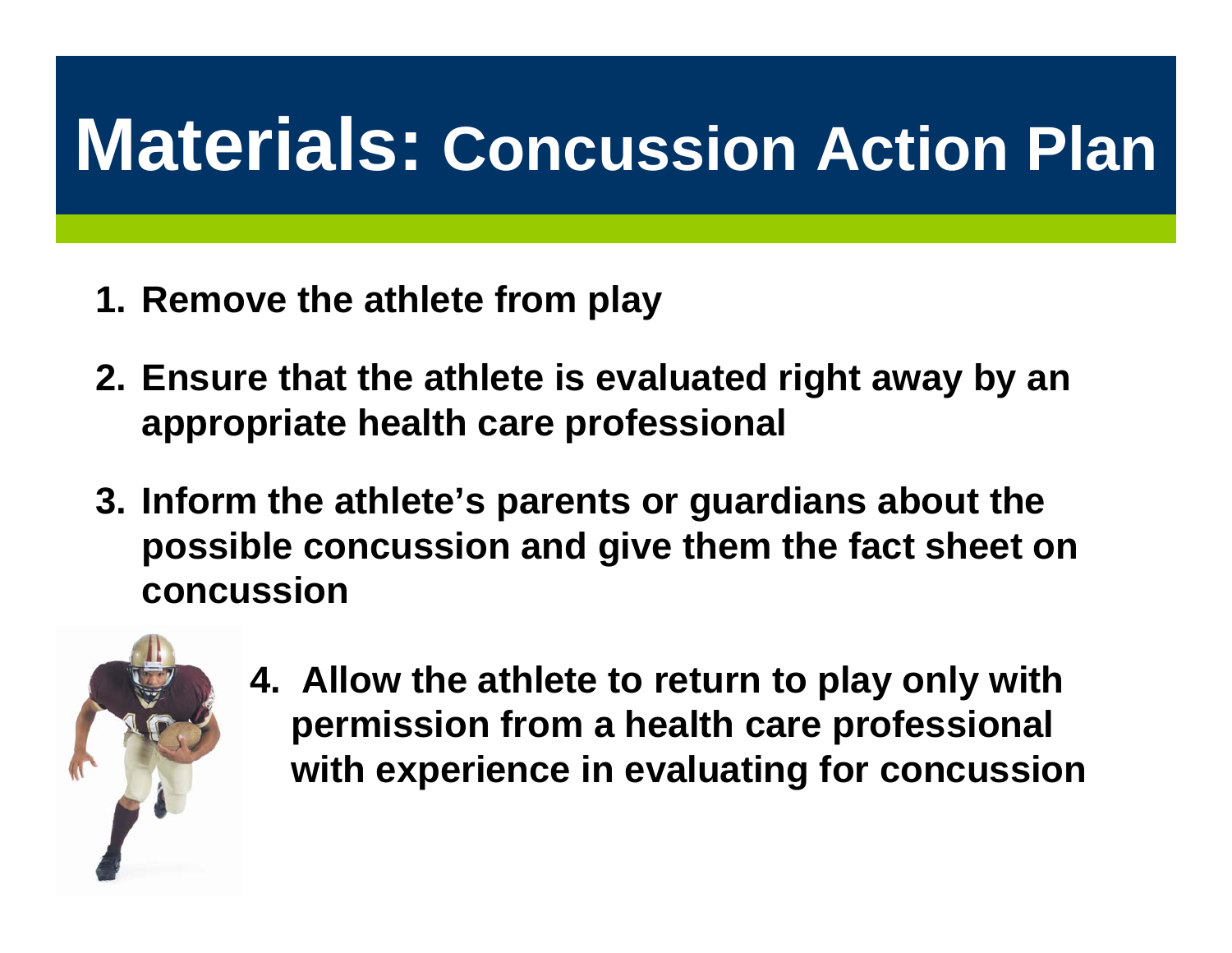# Materials: Concussion Action Plan

1. **Remove the athlete from play**
2. **Ensure that the athlete is evaluated right away by an appropriate health care professional**
3. **Inform the athlete's parents or guardians about the possible concussion and give them the fact sheet on concussion**
4. **Allow the athlete to return to play only with permission from a health care professional with experience in evaluating for concussion**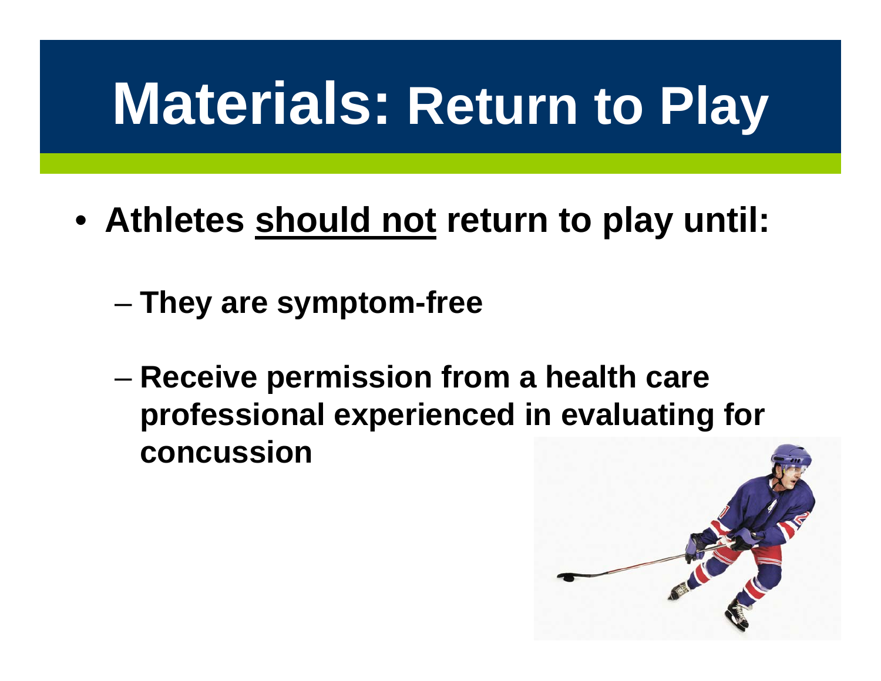# Materials: Return to Play

- **Athletes <u>should not</u> return to play until:**
  - **They are symptom-free**
  - **Receive permission from a health care professional experienced in evaluating for concussion**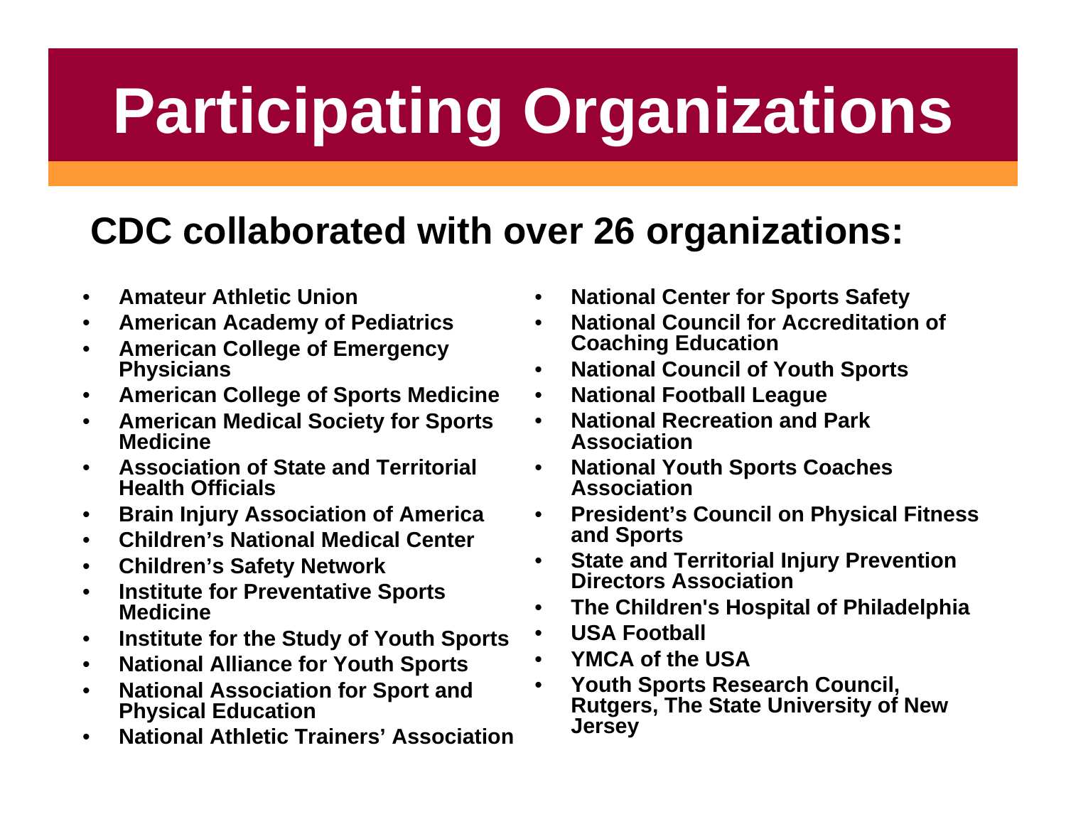# Participating Organizations

## CDC collaborated with over 26 organizations:

- **Amateur Athletic Union**
- **American Academy of Pediatrics**
- **American College of Emergency Physicians**
- **American College of Sports Medicine**
- **American Medical Society for Sports Medicine**
- **Association of State and Territorial Health Officials**
- **Brain Injury Association of America**
- **Children's National Medical Center**
- **Children's Safety Network**
- **Institute for Preventative Sports Medicine**
- **Institute for the Study of Youth Sports**
- **National Alliance for Youth Sports**
- **National Association for Sport and Physical Education**
- **National Athletic Trainers' Association**
- **National Center for Sports Safety**
- **National Council for Accreditation of Coaching Education**
- **National Council of Youth Sports**
- **National Football League**
- **National Recreation and Park Association**
- **National Youth Sports Coaches Association**
- **President's Council on Physical Fitness and Sports**
- **State and Territorial Injury Prevention Directors Association**
- **The Children's Hospital of Philadelphia**
- **USA Football**
- **YMCA of the USA**
- **Youth Sports Research Council, Rutgers, The State University of New Jersey**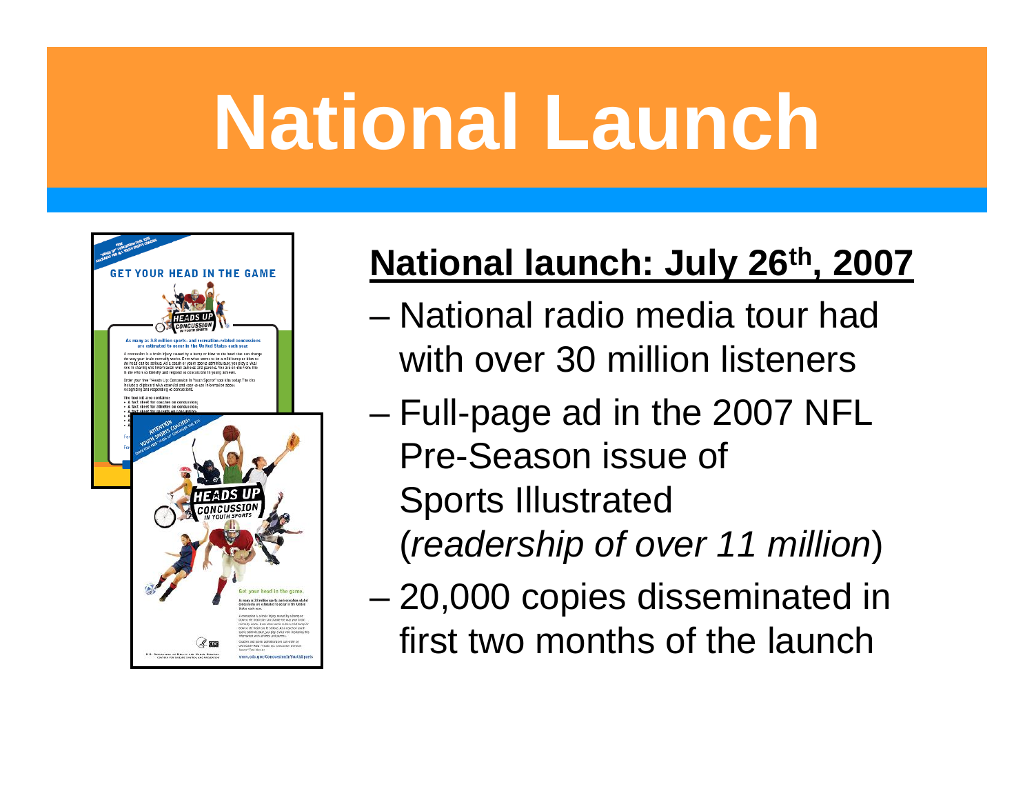# National Launch

**National launch: July 26th, 2007**

- National radio media tour had with over 30 million listeners
- Full-page ad in the 2007 NFL Pre-Season issue of Sports Illustrated (*readership of over 11 million*)
- 20,000 copies disseminated in first two months of the launch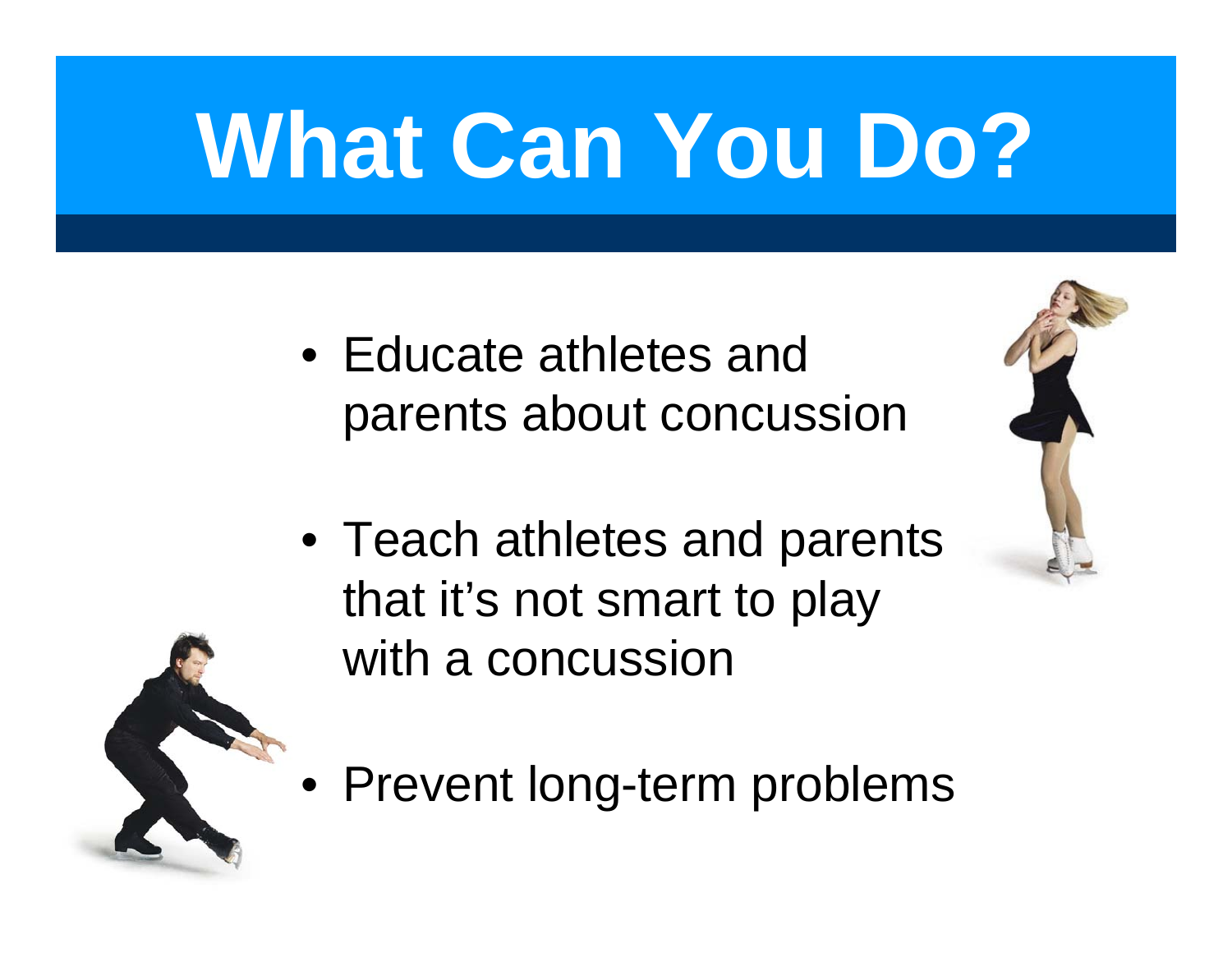# What Can You Do?

- Educate athletes and parents about concussion
- Teach athletes and parents that it's not smart to play with a concussion
- Prevent long-term problems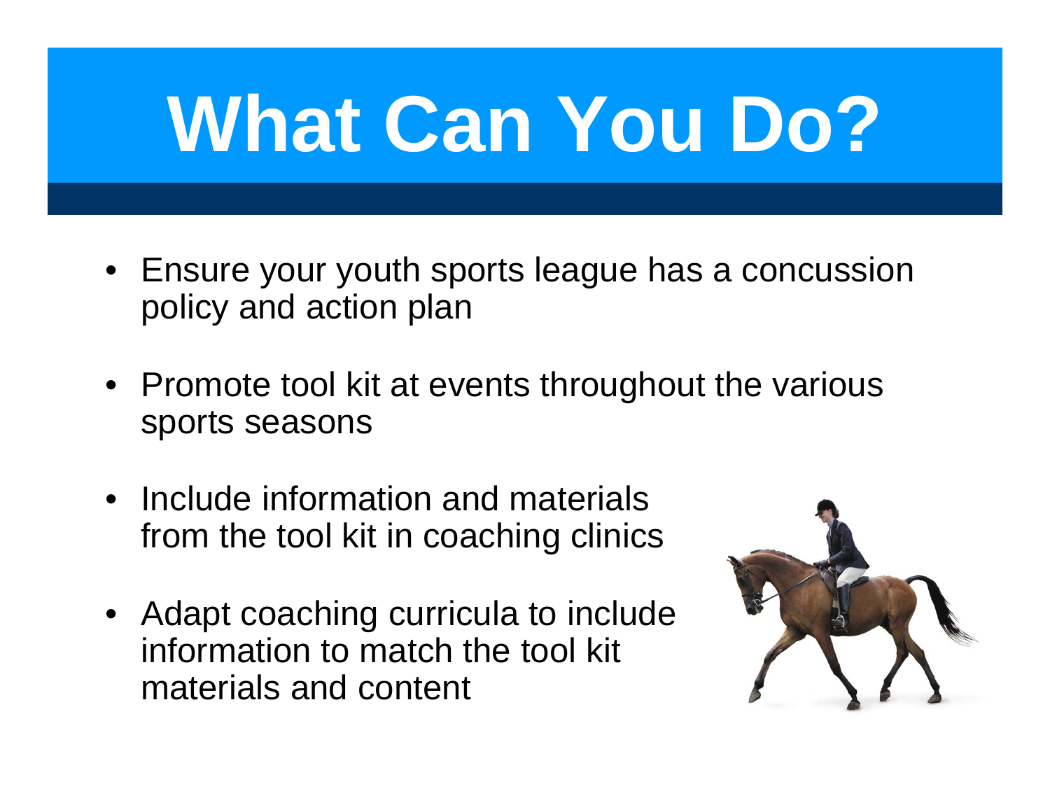# What Can You Do?

- Ensure your youth sports league has a concussion policy and action plan
- Promote tool kit at events throughout the various sports seasons
- Include information and materials from the tool kit in coaching clinics
- Adapt coaching curricula to include information to match the tool kit materials and content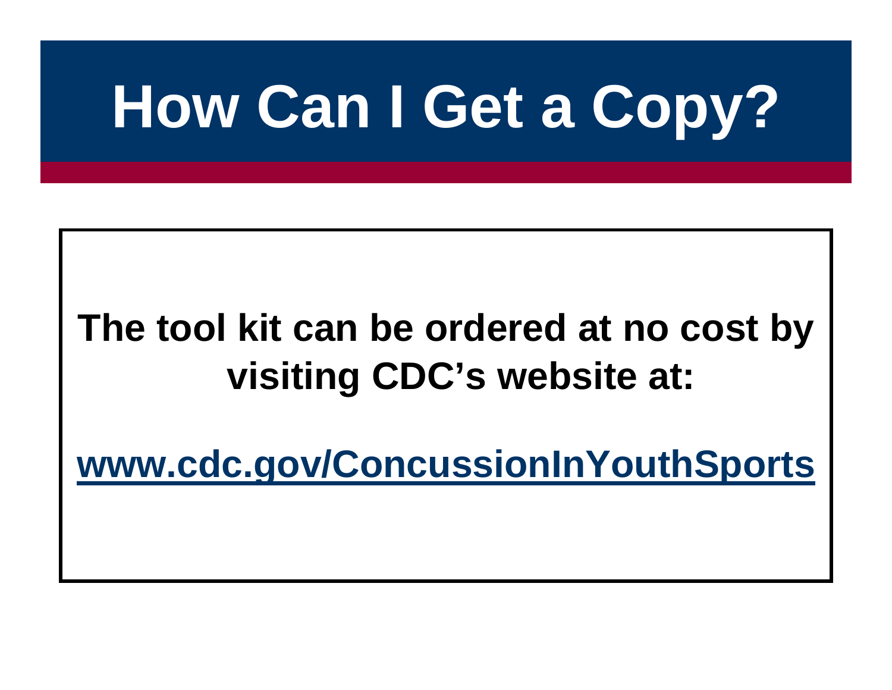# How Can I Get a Copy?

**The tool kit can be ordered at no cost by visiting CDC's website at:**

**www.cdc.gov/ConcussionInYouthSports**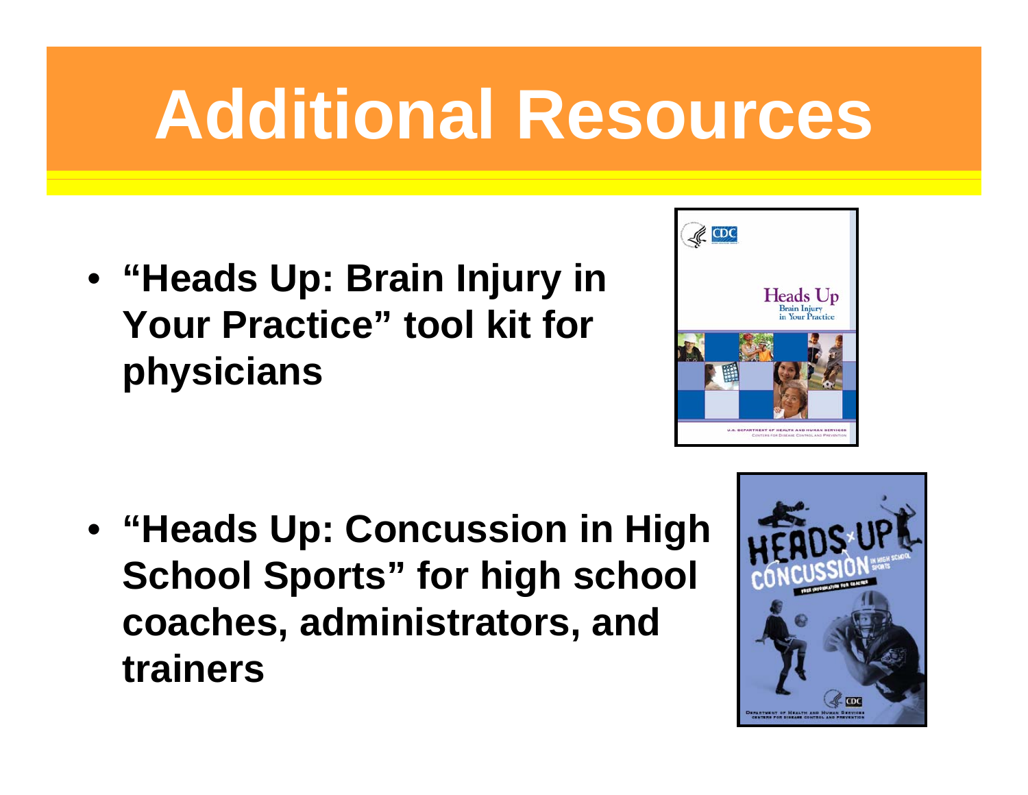# Additional Resources

- **"Heads Up: Brain Injury in Your Practice" tool kit for physicians**

- **"Heads Up: Concussion in High School Sports" for high school coaches, administrators, and trainers**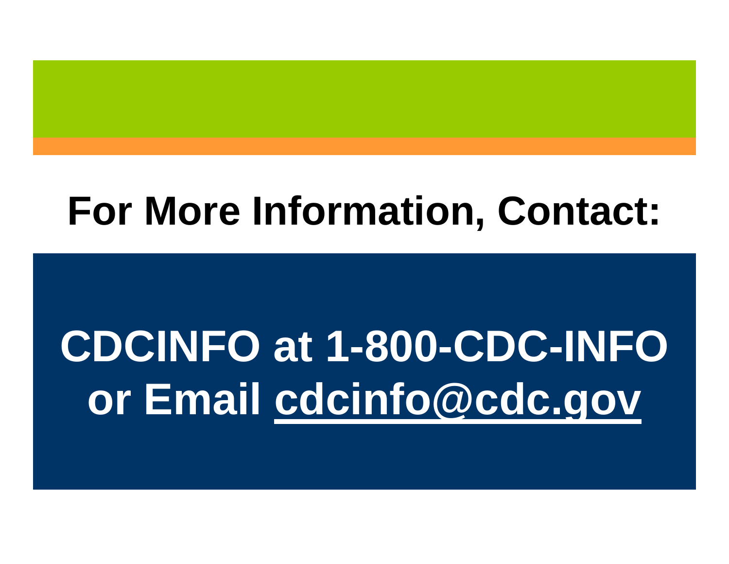## For More Information, Contact:

**CDCINFO at 1-800-CDC-INFO or Email cdcinfo@cdc.gov**